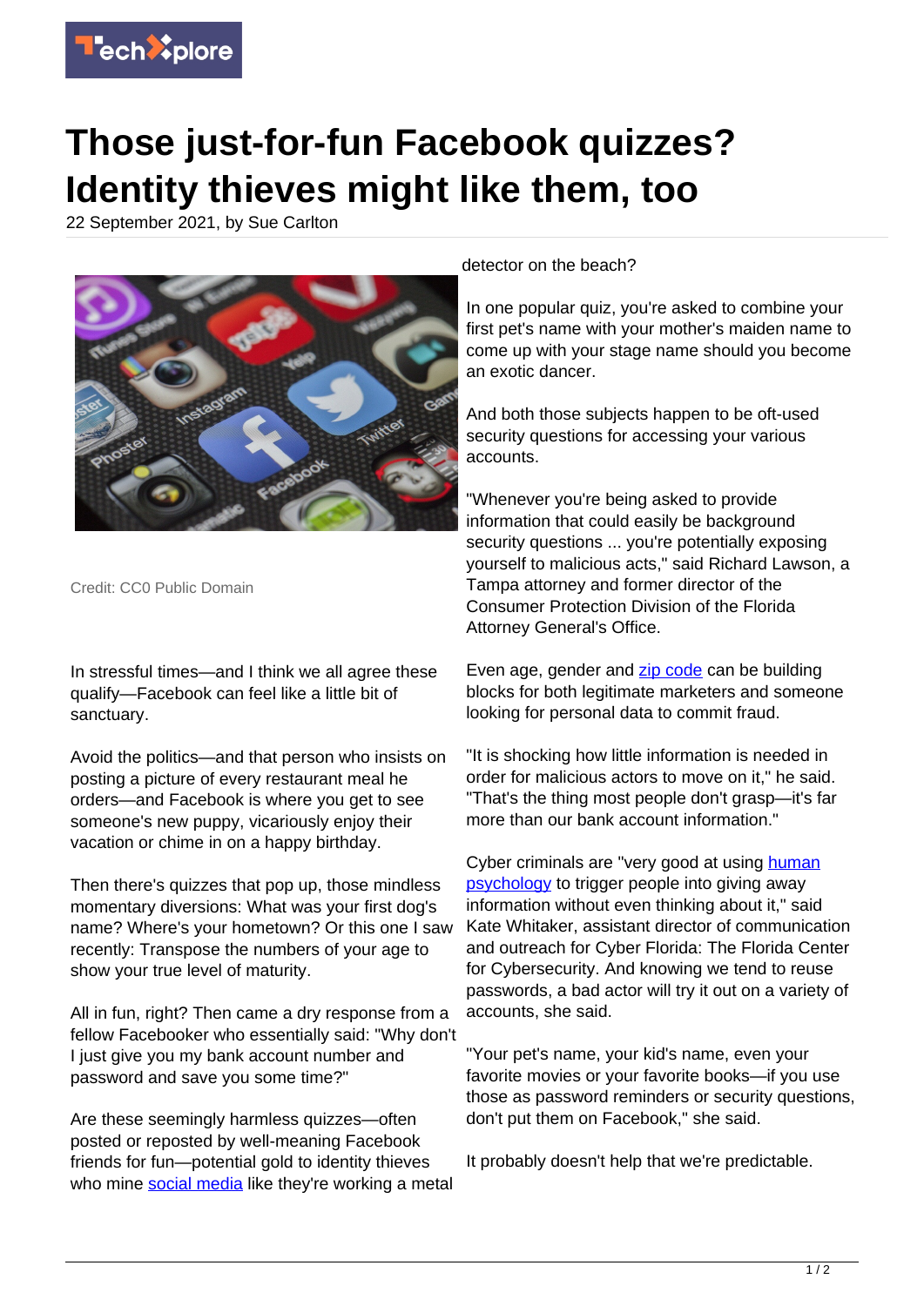# Those just-for-fun Facebook quizzes? Identity thieves might like them, too

22 September 2021, by Sue Carlton

Credit: CC0 Public Domain

In stressful times—and I think we all agree these qualify—Facebook can feel like a little bit of sanctuary.

Avoid the politics—and that person who insists on posting a picture of every restaurant meal he orders—and Facebook is where you get to see someone's new puppy, vicariously enjoy their vacation or chime in on a happy birthday.

Then there's quizzes that pop up, those mindless momentary diversions: What was your first dog's name? Where's your hometown? Or this one I saw recently: Transpose the numbers of your age to show your true level of maturity.

All in fun, right? Then came a dry response from a fellow Facebooker who essentially said: "Why don't I just give you my bank account number and password and save you some time?"

Are these seemingly harmless quizzes—often posted or reposted by well-meaning Facebook friends for fun—potential gold to identity thieves who mine social media like they're working a metal detector on the beach?

In one popular quiz, you're asked to combine your first pet's name with your mother's maiden name to come up with your stage name should you become an exotic dancer.

And both those subjects happen to be oft-used security questions for accessing your various accounts.

"Whenever you're being asked to provide information that could easily be background security questions ... you're potentially exposing yourself to malicious acts," said Richard Lawson, a Tampa attorney and former director of the Consumer Protection Division of the Florida Attorney General's Office.

Even age, gender and zip code can be building blocks for both legitimate marketers and someone looking for personal data to commit fraud.

"It is shocking how little information is needed in order for malicious actors to move on it," he said. "That's the thing most people don't grasp—it's far more than our bank account information."

Cyber criminals are "very good at using human psychology to trigger people into giving away information without even thinking about it," said Kate Whitaker, assistant director of communication and outreach for Cyber Florida: The Florida Center for Cybersecurity. And knowing we tend to reuse passwords, a bad actor will try it out on a variety of accounts, she said.

"Your pet's name, your kid's name, even your favorite movies or your favorite books—if you use those as password reminders or security questions, don't put them on Facebook," she said.

It probably doesn't help that we're predictable.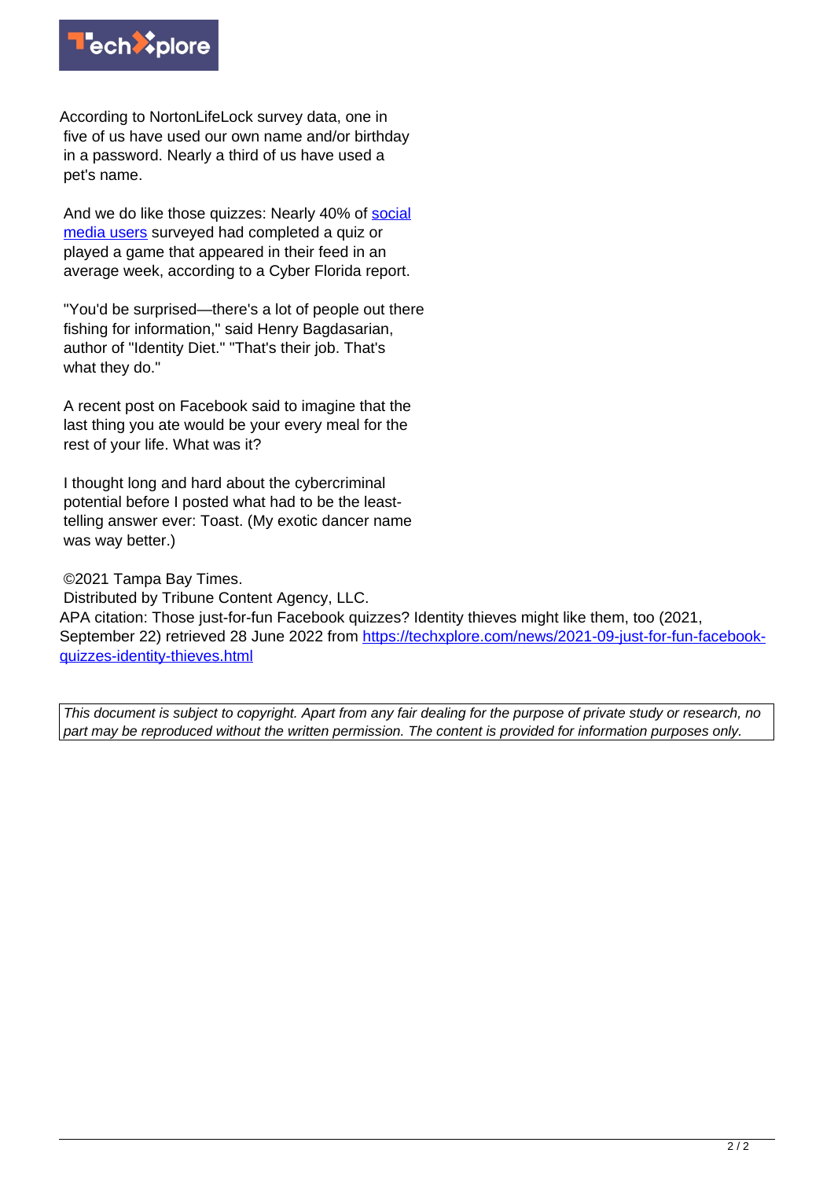According to NortonLifeLock survey data, one in five of us have used our own name and/or birthday in a password. Nearly a third of us have used a pet's name.

And we do like those quizzes: Nearly 40% of social media users surveyed had completed a quiz or played a game that appeared in their feed in an average week, according to a Cyber Florida report.

"You'd be surprised—there's a lot of people out there fishing for information," said Henry Bagdasarian, author of "Identity Diet." "That's their job. That's what they do."

A recent post on Facebook said to imagine that the last thing you ate would be your every meal for the rest of your life. What was it?

I thought long and hard about the cybercriminal potential before I posted what had to be the least-telling answer ever: Toast. (My exotic dancer name was way better.)

©2021 Tampa Bay Times.
Distributed by Tribune Content Agency, LLC.

APA citation: Those just-for-fun Facebook quizzes? Identity thieves might like them, too (2021, September 22) retrieved 28 June 2022 from https://techxplore.com/news/2021-09-just-for-fun-facebook-quizzes-identity-thieves.html

*This document is subject to copyright. Apart from any fair dealing for the purpose of private study or research, no part may be reproduced without the written permission. The content is provided for information purposes only.*